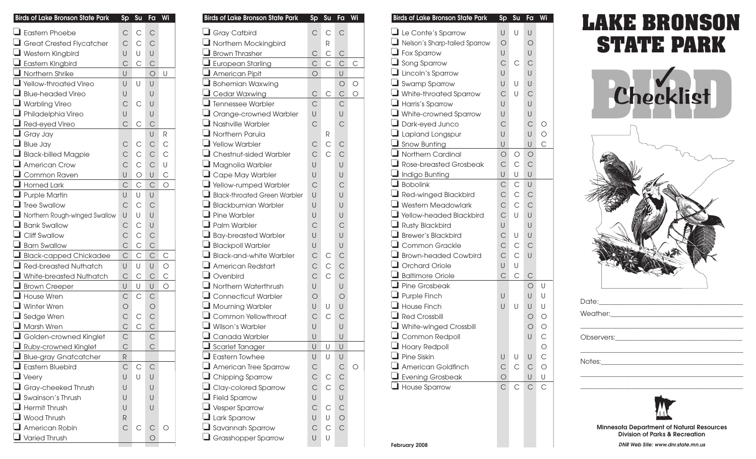| Birds of Lake Bronson State Park | Sp | Su | Fa | Wi |
|---|---|---|---|---|
| ❑ Eastern Phoebe | C | C | C | |
| ❑ Great Crested Flycatcher | C | C | C | |
| ❑ Western Kingbird | U | U | U | |
| ❑ Eastern Kingbird | C | C | C | |
| ❑ Northern Shrike | U | | O | U |
| ❑ Yellow-throated Vireo | U | U | U | |
| ❑ Blue-headed Vireo | U | | U | |
| ❑ Warbling Vireo | C | C | U | |
| ❑ Philadelphia Vireo | U | | U | |
| ❑ Red-eyed Vireo | C | C | C | |
| ❑ Gray Jay | | | U | R |
| ❑ Blue Jay | C | C | C | C |
| ❑ Black-billed Magpie | C | C | C | C |
| ❑ American Crow | C | C | C | U |
| ❑ Common Raven | U | O | U | C |
| ❑ Horned Lark | C | C | C | O |
| ❑ Purple Martin | U | U | U | |
| ❑ Tree Swallow | C | C | C | |
| ❑ Northern Rough-winged Swallow | U | U | U | |
| ❑ Bank Swallow | C | C | U | |
| ❑ Cliff Swallow | C | C | C | |
| ❑ Barn Swallow | C | C | C | |
| ❑ Black-capped Chickadee | C | C | C | C |
| ❑ Red-breasted Nuthatch | U | U | U | O |
| ❑ White-breasted Nuthatch | C | C | C | C |
| ❑ Brown Creeper | U | U | U | O |
| ❑ House Wren | C | C | C | |
| ❑ Winter Wren | O | | O | |
| ❑ Sedge Wren | C | C | C | |
| ❑ Marsh Wren | C | C | C | |
| ❑ Golden-crowned Kinglet | C | | C | |
| ❑ Ruby-crowned Kinglet | C | | C | |
| ❑ Blue-gray Gnatcatcher | R | | | |
| ❑ Eastern Bluebird | C | C | C | |
| ❑ Veery | U | U | U | |
| ❑ Gray-cheeked Thrush | U | | U | |
| ❑ Swainson's Thrush | U | | U | |
| ❑ Hermit Thrush | U | | U | |
| ❑ Wood Thrush | R | | | |
| ❑ American Robin | C | C | C | O |
| ❑ Varied Thrush | | | O | |

| Birds of Lake Bronson State Park | Sp | Su | Fa | Wi |
|---|---|---|---|---|
| ❑ Gray Catbird | C | C | C | |
| ❑ Northern Mockingbird | | R | | |
| ❑ Brown Thrasher | C | C | C | |
| ❑ European Starling | C | C | C | C |
| ❑ American Pipit | O | | U | |
| ❑ Bohemian Waxwing | | | O | O |
| ❑ Cedar Waxwing | C | C | C | O |
| ❑ Tennessee Warbler | C | | C | |
| ❑ Orange-crowned Warbler | U | | U | |
| ❑ Nashville Warbler | C | | C | |
| ❑ Northern Parula | | R | | |
| ❑ Yellow Warbler | C | C | C | |
| ❑ Chestnut-sided Warbler | C | C | C | |
| ❑ Magnolia Warbler | U | | U | |
| ❑ Cape May Warbler | U | | U | |
| ❑ Yellow-rumped Warbler | C | | C | |
| ❑ Black-throated Green Warbler | U | | U | |
| ❑ Blackburnian Warbler | U | | U | |
| ❑ Pine Warbler | U | | U | |
| ❑ Palm Warbler | C | | C | |
| ❑ Bay-breasted Warbler | U | | U | |
| ❑ Blackpoll Warbler | U | | U | |
| ❑ Black-and-white Warbler | C | C | C | |
| ❑ American Redstart | C | C | C | |
| ❑ Ovenbird | C | C | C | |
| ❑ Northern Waterthrush | U | | U | |
| ❑ Connecticut Warbler | O | | O | |
| ❑ Mourning Warbler | U | U | U | |
| ❑ Common Yellowthroat | C | C | C | |
| ❑ Wilson's Warbler | U | | U | |
| ❑ Canada Warbler | U | | U | |
| ❑ Scarlet Tanager | U | U | U | |
| ❑ Eastern Towhee | U | U | U | |
| ❑ American Tree Sparrow | C | | C | O |
| ❑ Chipping Sparrow | C | C | C | |
| ❑ Clay-colored Sparrow | C | C | C | |
| ❑ Field Sparrow | U | | U | |
| ❑ Vesper Sparrow | C | C | C | |
| ❑ Lark Sparrow | U | U | O | |
| ❑ Savannah Sparrow | C | C | C | |
| ❑ Grasshopper Sparrow | U | U | | |

| Birds of Lake Bronson State Park | Sp | Su | Fa | Wi |
|---|---|---|---|---|
| ❑ Le Conte's Sparrow | U | U | U | |
| ❑ Nelson's Sharp-tailed Sparrow | O | | O | |
| ❑ Fox Sparrow | U | | U | |
| ❑ Song Sparrow | C | C | C | |
| ❑ Lincoln's Sparrow | U | | U | |
| ❑ Swamp Sparrow | U | U | U | |
| ❑ White-throated Sparrow | C | U | C | |
| ❑ Harris's Sparrow | U | | U | |
| ❑ White-crowned Sparrow | U | | U | |
| ❑ Dark-eyed Junco | C | | C | O |
| ❑ Lapland Longspur | U | | U | O |
| ❑ Snow Bunting | U | | U | C |
| ❑ Northern Cardinal | O | O | O | |
| ❑ Rose-breasted Grosbeak | C | C | C | |
| ❑ Indigo Bunting | U | U | U | |
| ❑ Bobolink | C | C | U | |
| ❑ Red-winged Blackbird | C | C | C | |
| ❑ Western Meadowlark | C | C | C | |
| ❑ Yellow-headed Blackbird | C | U | U | |
| ❑ Rusty Blackbird | U | | U | |
| ❑ Brewer's Blackbird | C | U | U | |
| ❑ Common Grackle | C | C | C | |
| ❑ Brown-headed Cowbird | C | C | U | |
| ❑ Orchard Oriole | U | U | | |
| ❑ Baltimore Oriole | C | C | C | |
| ❑ Pine Grosbeak | | | O | U |
| ❑ Purple Finch | U | | U | U |
| ❑ House Finch | U | U | U | U |
| ❑ Red Crossbill | | | O | O |
| ❑ White-winged Crossbill | | | O | O |
| ❑ Common Redpoll | | | U | C |
| ❑ Hoary Redpoll | | | | O |
| ❑ Pine Siskin | U | U | U | C |
| ❑ American Goldfinch | C | C | C | O |
| ❑ Evening Grosbeak | O | | U | U |
| ❑ House Sparrow | C | C | C | C |

February 2008

# LAKE BRONSON STATE PARK

## BIRD Checklist

Date:\_\_\_\_\_\_\_\_\_\_\_\_\_\_\_\_\_\_\_\_\_\_\_\_\_\_\_\_

Weather:\_\_\_\_\_\_\_\_\_\_\_\_\_\_\_\_\_\_\_\_\_\_\_\_\_\_

Observers:\_\_\_\_\_\_\_\_\_\_\_\_\_\_\_\_\_\_\_\_\_\_\_\_\_

Notes:\_\_\_\_\_\_\_\_\_\_\_\_\_\_\_\_\_\_\_\_\_\_\_\_\_\_\_\_

**Minnesota Department of Natural Resources**
**Division of Parks & Recreation**

*DNR Web Site: www.dnr.state.mn.us*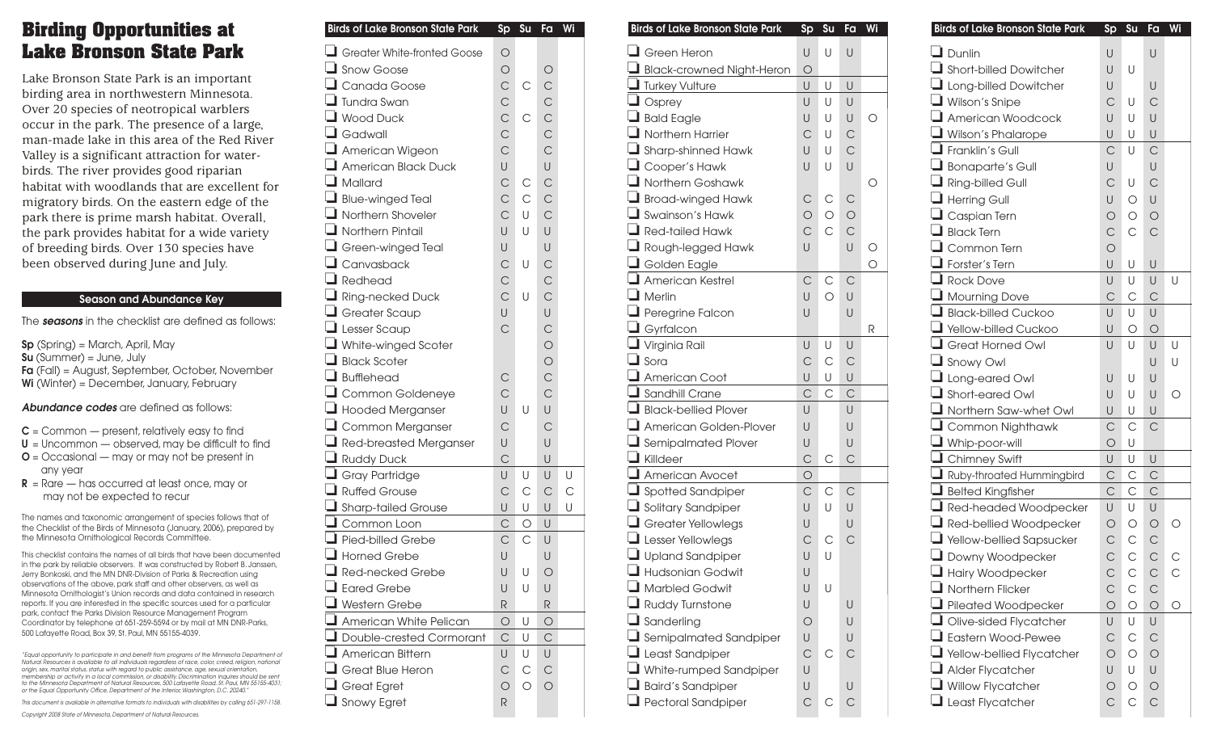# Birding Opportunities at Lake Bronson State Park

Lake Bronson State Park is an important birding area in northwestern Minnesota. Over 20 species of neotropical warblers occur in the park. The presence of a large, man-made lake in this area of the Red River Valley is a significant attraction for water-birds. The river provides good riparian habitat with woodlands that are excellent for migratory birds. On the eastern edge of the park there is prime marsh habitat. Overall, the park provides habitat for a wide variety of breeding birds. Over 130 species have been observed during June and July.

## Season and Abundance Key

The ***seasons*** in the checklist are defined as follows:

**Sp** (Spring) = March, April, May
**Su** (Summer) = June, July
**Fa** (Fall) = August, September, October, November
**Wi** (Winter) = December, January, February

***Abundance codes*** are defined as follows:

- **C** = Common — present, relatively easy to find
- **U** = Uncommon — observed, may be difficult to find
- **O** = Occasional — may or may not be present in any year
- **R** = Rare — has occurred at least once, may or may not be expected to recur

The names and taxonomic arrangement of species follows that of the Checklist of the Birds of Minnesota (January, 2006), prepared by the Minnesota Ornithological Records Committee.

This checklist contains the names of all birds that have been documented in the park by reliable observers. It was constructed by Robert B. Janssen, Jerry Bonkoski, and the MN DNR-Division of Parks & Recreation using observations of the above, park staff and other observers, as well as Minnesota Ornithologist's Union records and data contained in research reports. If you are interested in the specific sources used for a particular park, contact the Parks Division Resource Management Program Coordinator by telephone at 651-259-5594 or by mail at MN DNR-Parks, 500 Lafayette Road, Box 39, St. Paul, MN 55155-4039.

*"Equal opportunity to participate in and benefit from programs of the Minnesota Department of Natural Resources is available to all individuals regardless of race, color, creed, religion, national origin, sex, marital status, status with regard to public assistance, age, sexual orientation, membership or activity in a local commission, or disability. Discrimination inquiries should be sent to the Minnesota Department of Natural Resources, 500 Lafayette Road, St. Paul, MN 55155-4031; or the Equal Opportunity Office, Department of the Interior, Washington, D.C. 20240."*

*This document is available in alternative formats to individuals with disabilities by calling 651-297-1158.*

*Copyright 2008 State of Minnesota, Department of Natural Resources.*

## Birds of Lake Bronson State Park

| Birds of Lake Bronson State Park | Sp | Su | Fa | Wi |
|---|---|---|---|---|
| ❑ Greater White-fronted Goose | O | | | |
| ❑ Snow Goose | O | | O | |
| ❑ Canada Goose | C | C | C | |
| ❑ Tundra Swan | C | | C | |
| ❑ Wood Duck | C | C | C | |
| ❑ Gadwall | C | | C | |
| ❑ American Wigeon | C | | C | |
| ❑ American Black Duck | U | | U | |
| ❑ Mallard | C | C | C | |
| ❑ Blue-winged Teal | C | C | C | |
| ❑ Northern Shoveler | C | U | C | |
| ❑ Northern Pintail | U | U | U | |
| ❑ Green-winged Teal | U | | U | |
| ❑ Canvasback | C | U | C | |
| ❑ Redhead | C | | C | |
| ❑ Ring-necked Duck | C | U | C | |
| ❑ Greater Scaup | U | | U | |
| ❑ Lesser Scaup | C | | C | |
| ❑ White-winged Scoter | | | O | |
| ❑ Black Scoter | | | O | |
| ❑ Bufflehead | C | | C | |
| ❑ Common Goldeneye | C | | C | |
| ❑ Hooded Merganser | U | U | U | |
| ❑ Common Merganser | C | | C | |
| ❑ Red-breasted Merganser | U | | U | |
| ❑ Ruddy Duck | C | | U | |
| ❑ Gray Partridge | U | U | U | U |
| ❑ Ruffed Grouse | C | C | C | C |
| ❑ Sharp-tailed Grouse | U | U | U | U |
| ❑ Common Loon | C | O | U | |
| ❑ Pied-billed Grebe | C | C | U | |
| ❑ Horned Grebe | U | | U | |
| ❑ Red-necked Grebe | U | U | O | |
| ❑ Eared Grebe | U | U | U | |
| ❑ Western Grebe | R | | R | |
| ❑ American White Pelican | O | U | O | |
| ❑ Double-crested Cormorant | C | U | C | |
| ❑ American Bittern | U | U | U | |
| ❑ Great Blue Heron | C | C | C | |
| ❑ Great Egret | O | O | O | |
| ❑ Snowy Egret | R | | | |
| ❑ Green Heron | U | U | U | |
| ❑ Black-crowned Night-Heron | O | | | |
| ❑ Turkey Vulture | U | U | U | |
| ❑ Osprey | U | U | U | |
| ❑ Bald Eagle | U | U | U | O |
| ❑ Northern Harrier | C | U | C | |
| ❑ Sharp-shinned Hawk | U | U | C | |
| ❑ Cooper's Hawk | U | U | U | |
| ❑ Northern Goshawk | | | | O |
| ❑ Broad-winged Hawk | C | C | C | |
| ❑ Swainson's Hawk | O | O | O | |
| ❑ Red-tailed Hawk | C | C | C | |
| ❑ Rough-legged Hawk | U | | U | O |
| ❑ Golden Eagle | | | | O |
| ❑ American Kestrel | C | C | C | |
| ❑ Merlin | U | O | U | |
| ❑ Peregrine Falcon | U | | U | |
| ❑ Gyrfalcon | | | | R |
| ❑ Virginia Rail | U | U | U | |
| ❑ Sora | C | C | C | |
| ❑ American Coot | U | U | U | |
| ❑ Sandhill Crane | C | C | C | |
| ❑ Black-bellied Plover | U | | U | |
| ❑ American Golden-Plover | U | | U | |
| ❑ Semipalmated Plover | U | | U | |
| ❑ Killdeer | C | C | C | |
| ❑ American Avocet | O | | | |
| ❑ Spotted Sandpiper | C | C | C | |
| ❑ Solitary Sandpiper | U | U | U | |
| ❑ Greater Yellowlegs | U | | U | |
| ❑ Lesser Yellowlegs | C | C | C | |
| ❑ Upland Sandpiper | U | U | | |
| ❑ Hudsonian Godwit | U | | | |
| ❑ Marbled Godwit | U | U | | |
| ❑ Ruddy Turnstone | U | | U | |
| ❑ Sanderling | O | | U | |
| ❑ Semipalmated Sandpiper | U | | U | |
| ❑ Least Sandpiper | C | C | C | |
| ❑ White-rumped Sandpiper | U | | | |
| ❑ Baird's Sandpiper | U | | U | |
| ❑ Pectoral Sandpiper | C | C | C | |
| ❑ Dunlin | U | | U | |
| ❑ Short-billed Dowitcher | U | U | | |
| ❑ Long-billed Dowitcher | U | | U | |
| ❑ Wilson's Snipe | C | U | C | |
| ❑ American Woodcock | U | U | U | |
| ❑ Wilson's Phalarope | U | U | U | |
| ❑ Franklin's Gull | C | U | C | |
| ❑ Bonaparte's Gull | U | | U | |
| ❑ Ring-billed Gull | C | U | C | |
| ❑ Herring Gull | U | O | U | |
| ❑ Caspian Tern | O | O | O | |
| ❑ Black Tern | C | C | C | |
| ❑ Common Tern | O | | | |
| ❑ Forster's Tern | U | U | U | |
| ❑ Rock Dove | U | U | U | U |
| ❑ Mourning Dove | C | C | C | |
| ❑ Black-billed Cuckoo | U | U | U | |
| ❑ Yellow-billed Cuckoo | U | O | O | |
| ❑ Great Horned Owl | U | U | U | U |
| ❑ Snowy Owl | | | U | U |
| ❑ Long-eared Owl | U | U | U | |
| ❑ Short-eared Owl | U | U | U | O |
| ❑ Northern Saw-whet Owl | U | U | U | |
| ❑ Common Nighthawk | C | C | C | |
| ❑ Whip-poor-will | O | U | | |
| ❑ Chimney Swift | U | U | U | |
| ❑ Ruby-throated Hummingbird | C | C | C | |
| ❑ Belted Kingfisher | C | C | C | |
| ❑ Red-headed Woodpecker | U | U | U | |
| ❑ Red-bellied Woodpecker | O | O | O | O |
| ❑ Yellow-bellied Sapsucker | C | C | C | |
| ❑ Downy Woodpecker | C | C | C | C |
| ❑ Hairy Woodpecker | C | C | C | C |
| ❑ Northern Flicker | C | C | C | |
| ❑ Pileated Woodpecker | O | O | O | O |
| ❑ Olive-sided Flycatcher | U | U | U | |
| ❑ Eastern Wood-Pewee | C | C | C | |
| ❑ Yellow-bellied Flycatcher | O | O | O | |
| ❑ Alder Flycatcher | U | U | U | |
| ❑ Willow Flycatcher | O | O | O | |
| ❑ Least Flycatcher | C | C | C | |